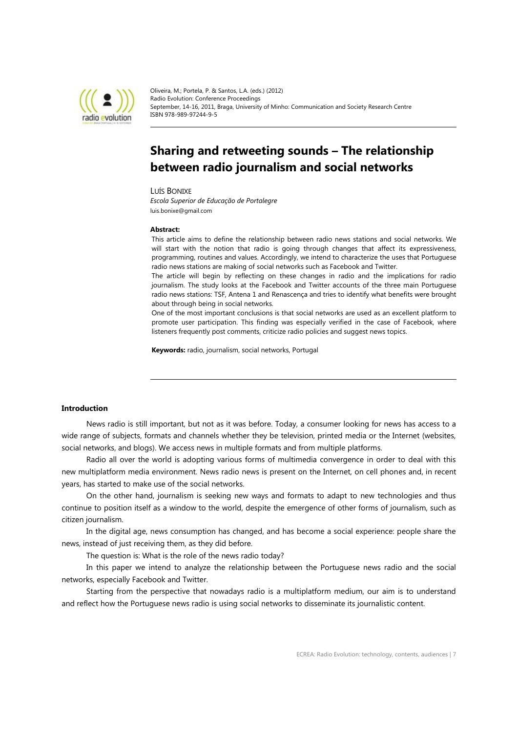Oliveira, M.; Portela, P. & Santos, L.A. (eds.) (2012)
Radio Evolution: Conference Proceedings
September, 14-16, 2011, Braga, University of Minho: Communication and Society Research Centre
ISBN 978-989-97244-9-5

# Sharing and retweeting sounds – The relationship between radio journalism and social networks

LUÍS BONIXE

*Escola Superior de Educação de Portalegre*

luis.bonixe@gmail.com

**Abstract:**

This article aims to define the relationship between radio news stations and social networks. We will start with the notion that radio is going through changes that affect its expressiveness, programming, routines and values. Accordingly, we intend to characterize the uses that Portuguese radio news stations are making of social networks such as Facebook and Twitter.

The article will begin by reflecting on these changes in radio and the implications for radio journalism. The study looks at the Facebook and Twitter accounts of the three main Portuguese radio news stations: TSF, Antena 1 and Renascença and tries to identify what benefits were brought about through being in social networks.

One of the most important conclusions is that social networks are used as an excellent platform to promote user participation. This finding was especially verified in the case of Facebook, where listeners frequently post comments, criticize radio policies and suggest news topics.

**Keywords:** radio, journalism, social networks, Portugal

## Introduction

News radio is still important, but not as it was before. Today, a consumer looking for news has access to a wide range of subjects, formats and channels whether they be television, printed media or the Internet (websites, social networks, and blogs). We access news in multiple formats and from multiple platforms.

Radio all over the world is adopting various forms of multimedia convergence in order to deal with this new multiplatform media environment. News radio news is present on the Internet, on cell phones and, in recent years, has started to make use of the social networks.

On the other hand, journalism is seeking new ways and formats to adapt to new technologies and thus continue to position itself as a window to the world, despite the emergence of other forms of journalism, such as citizen journalism.

In the digital age, news consumption has changed, and has become a social experience: people share the news, instead of just receiving them, as they did before.

The question is: What is the role of the news radio today?

In this paper we intend to analyze the relationship between the Portuguese news radio and the social networks, especially Facebook and Twitter.

Starting from the perspective that nowadays radio is a multiplatform medium, our aim is to understand and reflect how the Portuguese news radio is using social networks to disseminate its journalistic content.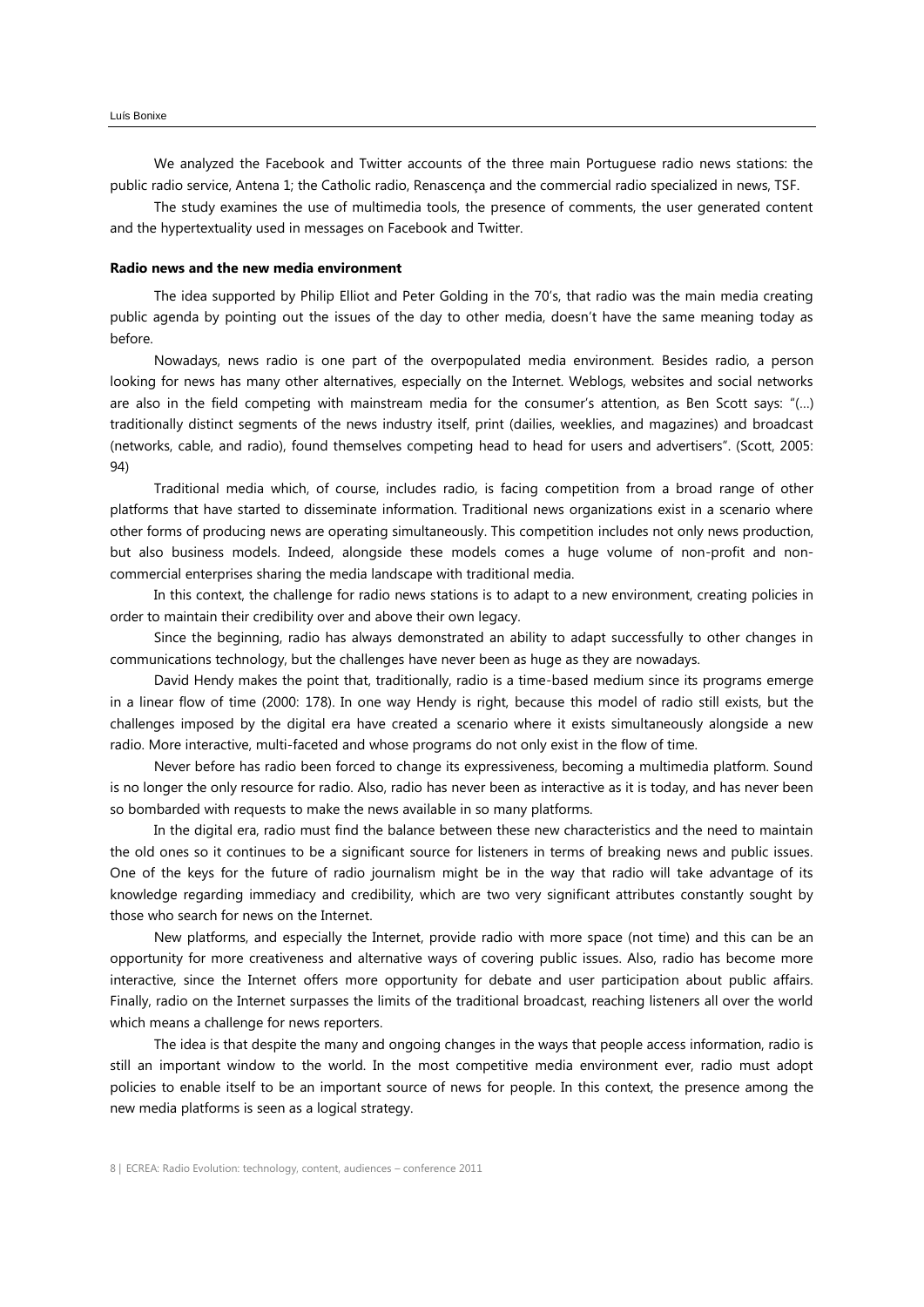We analyzed the Facebook and Twitter accounts of the three main Portuguese radio news stations: the public radio service, Antena 1; the Catholic radio, Renascença and the commercial radio specialized in news, TSF.

The study examines the use of multimedia tools, the presence of comments, the user generated content and the hypertextuality used in messages on Facebook and Twitter.

**Radio news and the new media environment**

The idea supported by Philip Elliot and Peter Golding in the 70's, that radio was the main media creating public agenda by pointing out the issues of the day to other media, doesn't have the same meaning today as before.

Nowadays, news radio is one part of the overpopulated media environment. Besides radio, a person looking for news has many other alternatives, especially on the Internet. Weblogs, websites and social networks are also in the field competing with mainstream media for the consumer's attention, as Ben Scott says: "(…) traditionally distinct segments of the news industry itself, print (dailies, weeklies, and magazines) and broadcast (networks, cable, and radio), found themselves competing head to head for users and advertisers". (Scott, 2005: 94)

Traditional media which, of course, includes radio, is facing competition from a broad range of other platforms that have started to disseminate information. Traditional news organizations exist in a scenario where other forms of producing news are operating simultaneously. This competition includes not only news production, but also business models. Indeed, alongside these models comes a huge volume of non-profit and non-commercial enterprises sharing the media landscape with traditional media.

In this context, the challenge for radio news stations is to adapt to a new environment, creating policies in order to maintain their credibility over and above their own legacy.

Since the beginning, radio has always demonstrated an ability to adapt successfully to other changes in communications technology, but the challenges have never been as huge as they are nowadays.

David Hendy makes the point that, traditionally, radio is a time-based medium since its programs emerge in a linear flow of time (2000: 178). In one way Hendy is right, because this model of radio still exists, but the challenges imposed by the digital era have created a scenario where it exists simultaneously alongside a new radio. More interactive, multi-faceted and whose programs do not only exist in the flow of time.

Never before has radio been forced to change its expressiveness, becoming a multimedia platform. Sound is no longer the only resource for radio. Also, radio has never been as interactive as it is today, and has never been so bombarded with requests to make the news available in so many platforms.

In the digital era, radio must find the balance between these new characteristics and the need to maintain the old ones so it continues to be a significant source for listeners in terms of breaking news and public issues. One of the keys for the future of radio journalism might be in the way that radio will take advantage of its knowledge regarding immediacy and credibility, which are two very significant attributes constantly sought by those who search for news on the Internet.

New platforms, and especially the Internet, provide radio with more space (not time) and this can be an opportunity for more creativeness and alternative ways of covering public issues. Also, radio has become more interactive, since the Internet offers more opportunity for debate and user participation about public affairs. Finally, radio on the Internet surpasses the limits of the traditional broadcast, reaching listeners all over the world which means a challenge for news reporters.

The idea is that despite the many and ongoing changes in the ways that people access information, radio is still an important window to the world. In the most competitive media environment ever, radio must adopt policies to enable itself to be an important source of news for people. In this context, the presence among the new media platforms is seen as a logical strategy.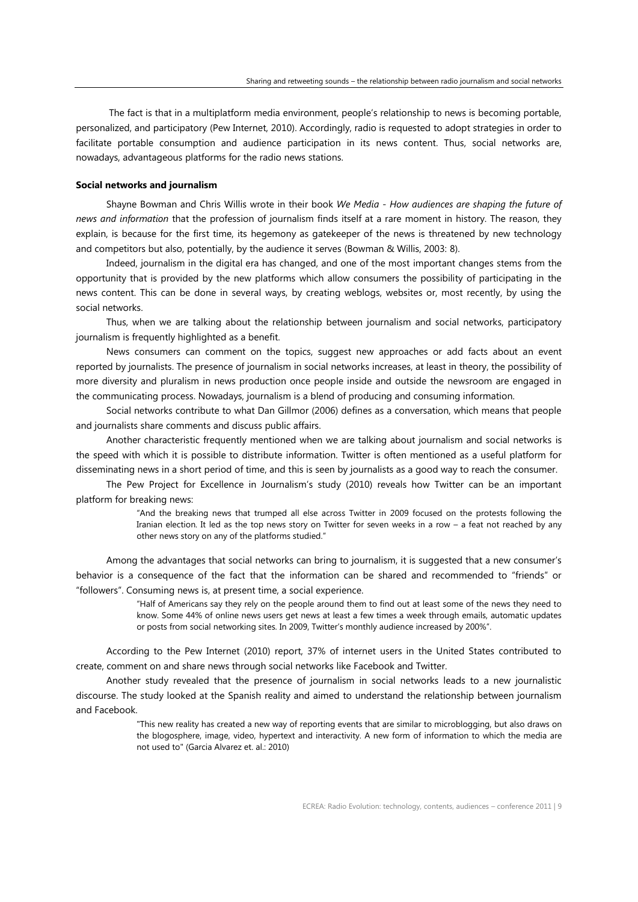The fact is that in a multiplatform media environment, people's relationship to news is becoming portable, personalized, and participatory (Pew Internet, 2010). Accordingly, radio is requested to adopt strategies in order to facilitate portable consumption and audience participation in its news content. Thus, social networks are, nowadays, advantageous platforms for the radio news stations.

**Social networks and journalism**

Shayne Bowman and Chris Willis wrote in their book *We Media - How audiences are shaping the future of news and information* that the profession of journalism finds itself at a rare moment in history. The reason, they explain, is because for the first time, its hegemony as gatekeeper of the news is threatened by new technology and competitors but also, potentially, by the audience it serves (Bowman & Willis, 2003: 8).

Indeed, journalism in the digital era has changed, and one of the most important changes stems from the opportunity that is provided by the new platforms which allow consumers the possibility of participating in the news content. This can be done in several ways, by creating weblogs, websites or, most recently, by using the social networks.

Thus, when we are talking about the relationship between journalism and social networks, participatory journalism is frequently highlighted as a benefit.

News consumers can comment on the topics, suggest new approaches or add facts about an event reported by journalists. The presence of journalism in social networks increases, at least in theory, the possibility of more diversity and pluralism in news production once people inside and outside the newsroom are engaged in the communicating process. Nowadays, journalism is a blend of producing and consuming information.

Social networks contribute to what Dan Gillmor (2006) defines as a conversation, which means that people and journalists share comments and discuss public affairs.

Another characteristic frequently mentioned when we are talking about journalism and social networks is the speed with which it is possible to distribute information. Twitter is often mentioned as a useful platform for disseminating news in a short period of time, and this is seen by journalists as a good way to reach the consumer.

The Pew Project for Excellence in Journalism's study (2010) reveals how Twitter can be an important platform for breaking news:

> "And the breaking news that trumped all else across Twitter in 2009 focused on the protests following the Iranian election. It led as the top news story on Twitter for seven weeks in a row – a feat not reached by any other news story on any of the platforms studied."

Among the advantages that social networks can bring to journalism, it is suggested that a new consumer's behavior is a consequence of the fact that the information can be shared and recommended to "friends" or "followers". Consuming news is, at present time, a social experience.

> "Half of Americans say they rely on the people around them to find out at least some of the news they need to know. Some 44% of online news users get news at least a few times a week through emails, automatic updates or posts from social networking sites. In 2009, Twitter's monthly audience increased by 200%".

According to the Pew Internet (2010) report, 37% of internet users in the United States contributed to create, comment on and share news through social networks like Facebook and Twitter.

Another study revealed that the presence of journalism in social networks leads to a new journalistic discourse. The study looked at the Spanish reality and aimed to understand the relationship between journalism and Facebook.

> "This new reality has created a new way of reporting events that are similar to microblogging, but also draws on the blogosphere, image, video, hypertext and interactivity. A new form of information to which the media are not used to" (Garcia Alvarez et. al.: 2010)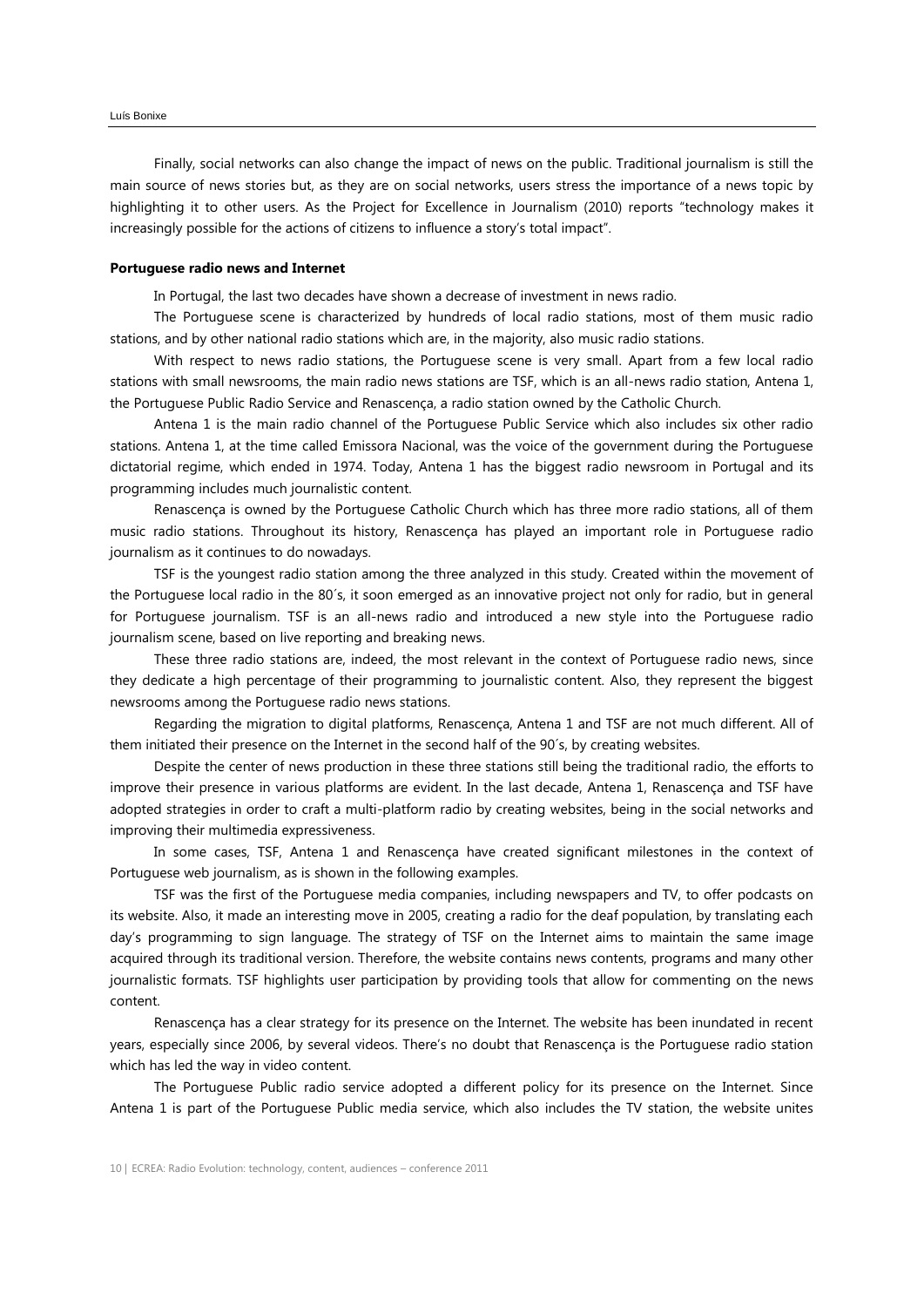Finally, social networks can also change the impact of news on the public. Traditional journalism is still the main source of news stories but, as they are on social networks, users stress the importance of a news topic by highlighting it to other users. As the Project for Excellence in Journalism (2010) reports "technology makes it increasingly possible for the actions of citizens to influence a story's total impact".

**Portuguese radio news and Internet**

In Portugal, the last two decades have shown a decrease of investment in news radio.

The Portuguese scene is characterized by hundreds of local radio stations, most of them music radio stations, and by other national radio stations which are, in the majority, also music radio stations.

With respect to news radio stations, the Portuguese scene is very small. Apart from a few local radio stations with small newsrooms, the main radio news stations are TSF, which is an all-news radio station, Antena 1, the Portuguese Public Radio Service and Renascença, a radio station owned by the Catholic Church.

Antena 1 is the main radio channel of the Portuguese Public Service which also includes six other radio stations. Antena 1, at the time called Emissora Nacional, was the voice of the government during the Portuguese dictatorial regime, which ended in 1974. Today, Antena 1 has the biggest radio newsroom in Portugal and its programming includes much journalistic content.

Renascença is owned by the Portuguese Catholic Church which has three more radio stations, all of them music radio stations. Throughout its history, Renascença has played an important role in Portuguese radio journalism as it continues to do nowadays.

TSF is the youngest radio station among the three analyzed in this study. Created within the movement of the Portuguese local radio in the 80´s, it soon emerged as an innovative project not only for radio, but in general for Portuguese journalism. TSF is an all-news radio and introduced a new style into the Portuguese radio journalism scene, based on live reporting and breaking news.

These three radio stations are, indeed, the most relevant in the context of Portuguese radio news, since they dedicate a high percentage of their programming to journalistic content. Also, they represent the biggest newsrooms among the Portuguese radio news stations.

Regarding the migration to digital platforms, Renascença, Antena 1 and TSF are not much different. All of them initiated their presence on the Internet in the second half of the 90´s, by creating websites.

Despite the center of news production in these three stations still being the traditional radio, the efforts to improve their presence in various platforms are evident. In the last decade, Antena 1, Renascença and TSF have adopted strategies in order to craft a multi-platform radio by creating websites, being in the social networks and improving their multimedia expressiveness.

In some cases, TSF, Antena 1 and Renascença have created significant milestones in the context of Portuguese web journalism, as is shown in the following examples.

TSF was the first of the Portuguese media companies, including newspapers and TV, to offer podcasts on its website. Also, it made an interesting move in 2005, creating a radio for the deaf population, by translating each day's programming to sign language. The strategy of TSF on the Internet aims to maintain the same image acquired through its traditional version. Therefore, the website contains news contents, programs and many other journalistic formats. TSF highlights user participation by providing tools that allow for commenting on the news content.

Renascença has a clear strategy for its presence on the Internet. The website has been inundated in recent years, especially since 2006, by several videos. There's no doubt that Renascença is the Portuguese radio station which has led the way in video content.

The Portuguese Public radio service adopted a different policy for its presence on the Internet. Since Antena 1 is part of the Portuguese Public media service, which also includes the TV station, the website unites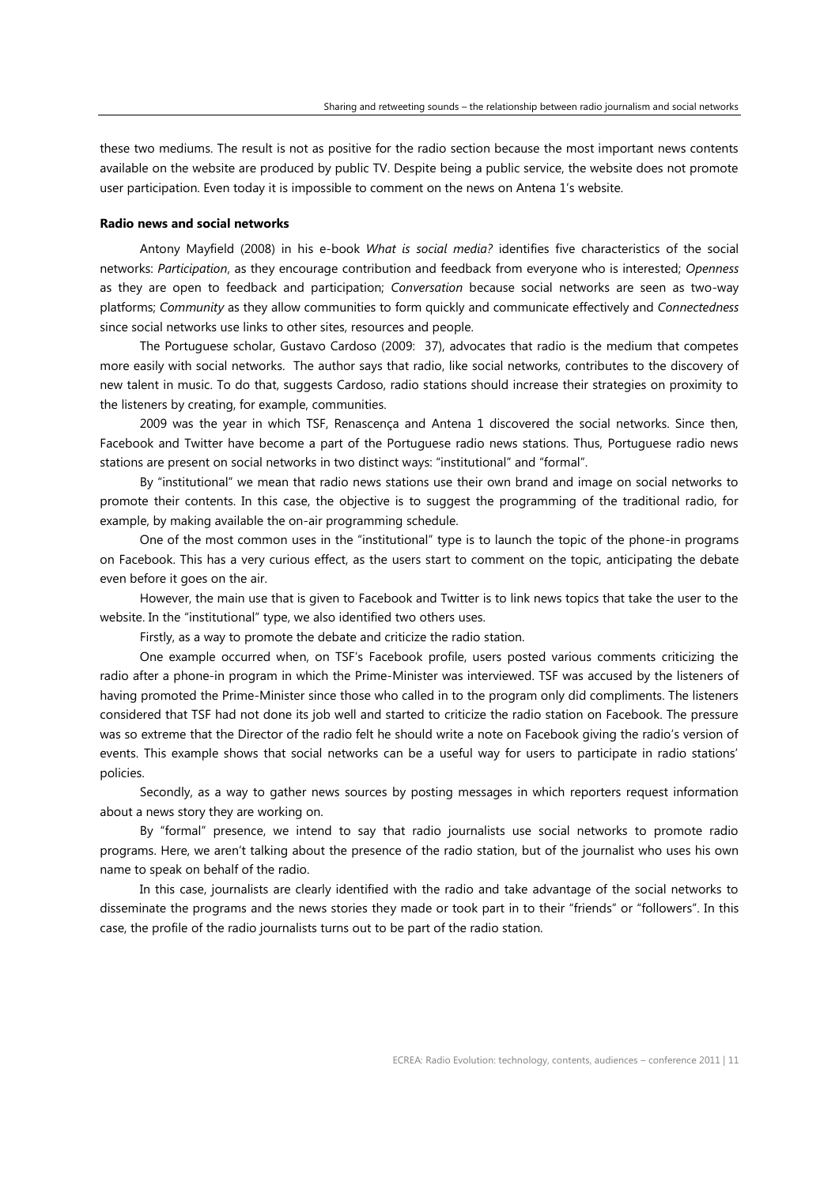these two mediums. The result is not as positive for the radio section because the most important news contents available on the website are produced by public TV. Despite being a public service, the website does not promote user participation. Even today it is impossible to comment on the news on Antena 1's website.

**Radio news and social networks**

Antony Mayfield (2008) in his e-book *What is social media?* identifies five characteristics of the social networks: *Participation*, as they encourage contribution and feedback from everyone who is interested; *Openness* as they are open to feedback and participation; *Conversation* because social networks are seen as two-way platforms; *Community* as they allow communities to form quickly and communicate effectively and *Connectedness* since social networks use links to other sites, resources and people.

The Portuguese scholar, Gustavo Cardoso (2009: 37), advocates that radio is the medium that competes more easily with social networks. The author says that radio, like social networks, contributes to the discovery of new talent in music. To do that, suggests Cardoso, radio stations should increase their strategies on proximity to the listeners by creating, for example, communities.

2009 was the year in which TSF, Renascença and Antena 1 discovered the social networks. Since then, Facebook and Twitter have become a part of the Portuguese radio news stations. Thus, Portuguese radio news stations are present on social networks in two distinct ways: "institutional" and "formal".

By "institutional" we mean that radio news stations use their own brand and image on social networks to promote their contents. In this case, the objective is to suggest the programming of the traditional radio, for example, by making available the on-air programming schedule.

One of the most common uses in the "institutional" type is to launch the topic of the phone-in programs on Facebook. This has a very curious effect, as the users start to comment on the topic, anticipating the debate even before it goes on the air.

However, the main use that is given to Facebook and Twitter is to link news topics that take the user to the website. In the "institutional" type, we also identified two others uses.

Firstly, as a way to promote the debate and criticize the radio station.

One example occurred when, on TSF's Facebook profile, users posted various comments criticizing the radio after a phone-in program in which the Prime-Minister was interviewed. TSF was accused by the listeners of having promoted the Prime-Minister since those who called in to the program only did compliments. The listeners considered that TSF had not done its job well and started to criticize the radio station on Facebook. The pressure was so extreme that the Director of the radio felt he should write a note on Facebook giving the radio's version of events. This example shows that social networks can be a useful way for users to participate in radio stations' policies.

Secondly, as a way to gather news sources by posting messages in which reporters request information about a news story they are working on.

By "formal" presence, we intend to say that radio journalists use social networks to promote radio programs. Here, we aren't talking about the presence of the radio station, but of the journalist who uses his own name to speak on behalf of the radio.

In this case, journalists are clearly identified with the radio and take advantage of the social networks to disseminate the programs and the news stories they made or took part in to their "friends" or "followers". In this case, the profile of the radio journalists turns out to be part of the radio station.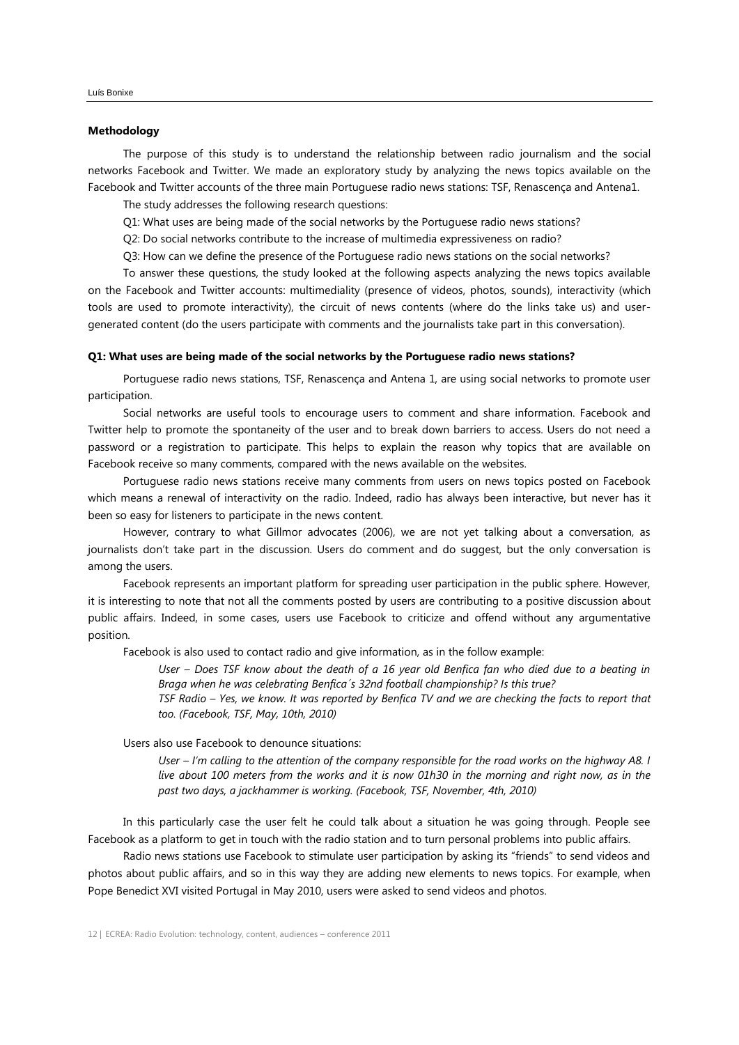## Methodology

The purpose of this study is to understand the relationship between radio journalism and the social networks Facebook and Twitter. We made an exploratory study by analyzing the news topics available on the Facebook and Twitter accounts of the three main Portuguese radio news stations: TSF, Renascença and Antena1.

The study addresses the following research questions:

Q1: What uses are being made of the social networks by the Portuguese radio news stations?

Q2: Do social networks contribute to the increase of multimedia expressiveness on radio?

Q3: How can we define the presence of the Portuguese radio news stations on the social networks?

To answer these questions, the study looked at the following aspects analyzing the news topics available on the Facebook and Twitter accounts: multimediality (presence of videos, photos, sounds), interactivity (which tools are used to promote interactivity), the circuit of news contents (where do the links take us) and user-generated content (do the users participate with comments and the journalists take part in this conversation).

### Q1: What uses are being made of the social networks by the Portuguese radio news stations?

Portuguese radio news stations, TSF, Renascença and Antena 1, are using social networks to promote user participation.

Social networks are useful tools to encourage users to comment and share information. Facebook and Twitter help to promote the spontaneity of the user and to break down barriers to access. Users do not need a password or a registration to participate. This helps to explain the reason why topics that are available on Facebook receive so many comments, compared with the news available on the websites.

Portuguese radio news stations receive many comments from users on news topics posted on Facebook which means a renewal of interactivity on the radio. Indeed, radio has always been interactive, but never has it been so easy for listeners to participate in the news content.

However, contrary to what Gillmor advocates (2006), we are not yet talking about a conversation, as journalists don't take part in the discussion. Users do comment and do suggest, but the only conversation is among the users.

Facebook represents an important platform for spreading user participation in the public sphere. However, it is interesting to note that not all the comments posted by users are contributing to a positive discussion about public affairs. Indeed, in some cases, users use Facebook to criticize and offend without any argumentative position.

Facebook is also used to contact radio and give information, as in the follow example:

> *User – Does TSF know about the death of a 16 year old Benfica fan who died due to a beating in Braga when he was celebrating Benfica´s 32nd football championship? Is this true?*
> *TSF Radio – Yes, we know. It was reported by Benfica TV and we are checking the facts to report that too. (Facebook, TSF, May, 10th, 2010)*

Users also use Facebook to denounce situations:

> *User – I'm calling to the attention of the company responsible for the road works on the highway A8. I live about 100 meters from the works and it is now 01h30 in the morning and right now, as in the past two days, a jackhammer is working. (Facebook, TSF, November, 4th, 2010)*

In this particularly case the user felt he could talk about a situation he was going through. People see Facebook as a platform to get in touch with the radio station and to turn personal problems into public affairs.

Radio news stations use Facebook to stimulate user participation by asking its "friends" to send videos and photos about public affairs, and so in this way they are adding new elements to news topics. For example, when Pope Benedict XVI visited Portugal in May 2010, users were asked to send videos and photos.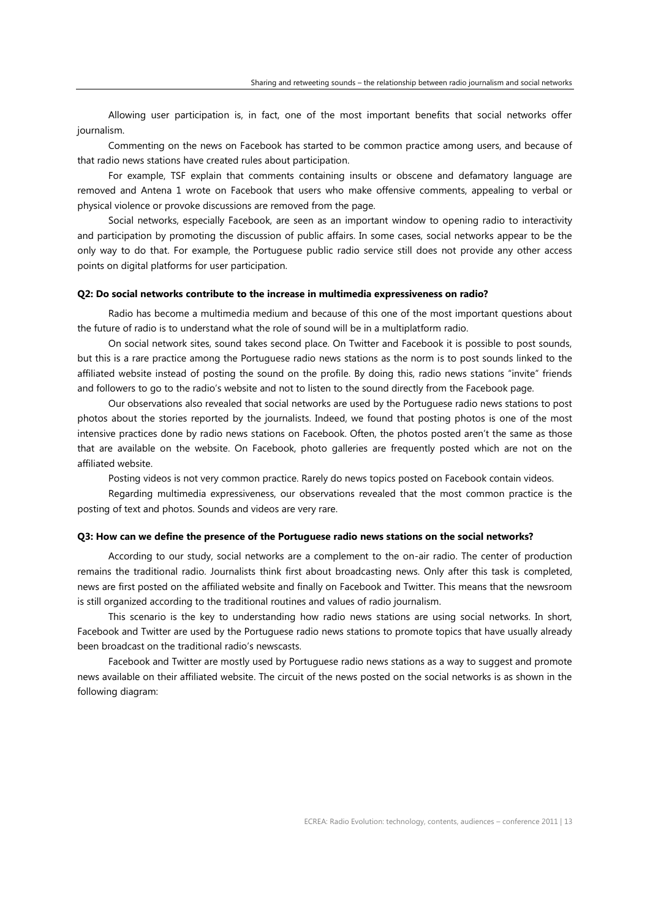Allowing user participation is, in fact, one of the most important benefits that social networks offer journalism.

Commenting on the news on Facebook has started to be common practice among users, and because of that radio news stations have created rules about participation.

For example, TSF explain that comments containing insults or obscene and defamatory language are removed and Antena 1 wrote on Facebook that users who make offensive comments, appealing to verbal or physical violence or provoke discussions are removed from the page.

Social networks, especially Facebook, are seen as an important window to opening radio to interactivity and participation by promoting the discussion of public affairs. In some cases, social networks appear to be the only way to do that. For example, the Portuguese public radio service still does not provide any other access points on digital platforms for user participation.

**Q2: Do social networks contribute to the increase in multimedia expressiveness on radio?**

Radio has become a multimedia medium and because of this one of the most important questions about the future of radio is to understand what the role of sound will be in a multiplatform radio.

On social network sites, sound takes second place. On Twitter and Facebook it is possible to post sounds, but this is a rare practice among the Portuguese radio news stations as the norm is to post sounds linked to the affiliated website instead of posting the sound on the profile. By doing this, radio news stations "invite" friends and followers to go to the radio's website and not to listen to the sound directly from the Facebook page.

Our observations also revealed that social networks are used by the Portuguese radio news stations to post photos about the stories reported by the journalists. Indeed, we found that posting photos is one of the most intensive practices done by radio news stations on Facebook. Often, the photos posted aren't the same as those that are available on the website. On Facebook, photo galleries are frequently posted which are not on the affiliated website.

Posting videos is not very common practice. Rarely do news topics posted on Facebook contain videos.

Regarding multimedia expressiveness, our observations revealed that the most common practice is the posting of text and photos. Sounds and videos are very rare.

**Q3: How can we define the presence of the Portuguese radio news stations on the social networks?**

According to our study, social networks are a complement to the on-air radio. The center of production remains the traditional radio. Journalists think first about broadcasting news. Only after this task is completed, news are first posted on the affiliated website and finally on Facebook and Twitter. This means that the newsroom is still organized according to the traditional routines and values of radio journalism.

This scenario is the key to understanding how radio news stations are using social networks. In short, Facebook and Twitter are used by the Portuguese radio news stations to promote topics that have usually already been broadcast on the traditional radio's newscasts.

Facebook and Twitter are mostly used by Portuguese radio news stations as a way to suggest and promote news available on their affiliated website. The circuit of the news posted on the social networks is as shown in the following diagram: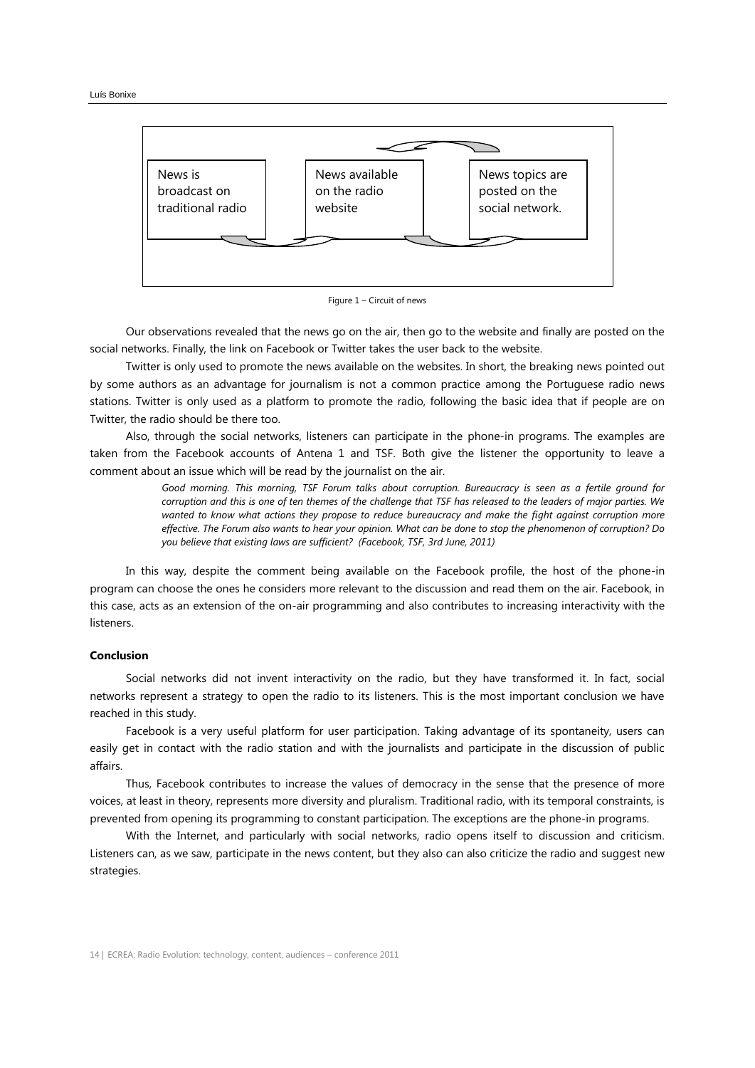News is broadcast on traditional radio | News available on the radio website | News topics are posted on the social network.

Figure 1 – Circuit of news

Our observations revealed that the news go on the air, then go to the website and finally are posted on the social networks. Finally, the link on Facebook or Twitter takes the user back to the website.

Twitter is only used to promote the news available on the websites. In short, the breaking news pointed out by some authors as an advantage for journalism is not a common practice among the Portuguese radio news stations. Twitter is only used as a platform to promote the radio, following the basic idea that if people are on Twitter, the radio should be there too.

Also, through the social networks, listeners can participate in the phone-in programs. The examples are taken from the Facebook accounts of Antena 1 and TSF. Both give the listener the opportunity to leave a comment about an issue which will be read by the journalist on the air.

> *Good morning. This morning, TSF Forum talks about corruption. Bureaucracy is seen as a fertile ground for corruption and this is one of ten themes of the challenge that TSF has released to the leaders of major parties. We wanted to know what actions they propose to reduce bureaucracy and make the fight against corruption more effective. The Forum also wants to hear your opinion. What can be done to stop the phenomenon of corruption? Do you believe that existing laws are sufficient? (Facebook, TSF, 3rd June, 2011)*

In this way, despite the comment being available on the Facebook profile, the host of the phone-in program can choose the ones he considers more relevant to the discussion and read them on the air. Facebook, in this case, acts as an extension of the on-air programming and also contributes to increasing interactivity with the listeners.

## Conclusion

Social networks did not invent interactivity on the radio, but they have transformed it. In fact, social networks represent a strategy to open the radio to its listeners. This is the most important conclusion we have reached in this study.

Facebook is a very useful platform for user participation. Taking advantage of its spontaneity, users can easily get in contact with the radio station and with the journalists and participate in the discussion of public affairs.

Thus, Facebook contributes to increase the values of democracy in the sense that the presence of more voices, at least in theory, represents more diversity and pluralism. Traditional radio, with its temporal constraints, is prevented from opening its programming to constant participation. The exceptions are the phone-in programs.

With the Internet, and particularly with social networks, radio opens itself to discussion and criticism. Listeners can, as we saw, participate in the news content, but they also can also criticize the radio and suggest new strategies.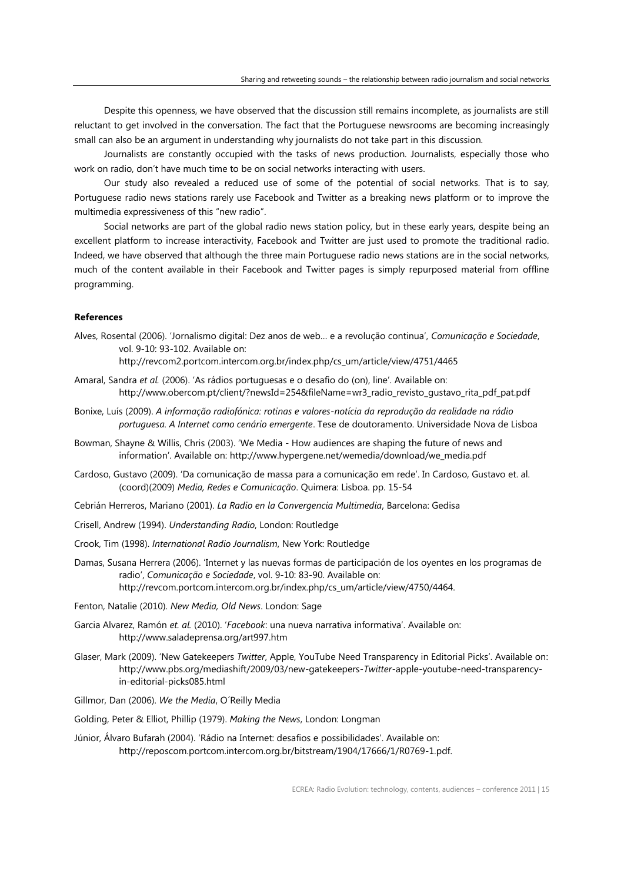Despite this openness, we have observed that the discussion still remains incomplete, as journalists are still reluctant to get involved in the conversation. The fact that the Portuguese newsrooms are becoming increasingly small can also be an argument in understanding why journalists do not take part in this discussion.

Journalists are constantly occupied with the tasks of news production. Journalists, especially those who work on radio, don't have much time to be on social networks interacting with users.

Our study also revealed a reduced use of some of the potential of social networks. That is to say, Portuguese radio news stations rarely use Facebook and Twitter as a breaking news platform or to improve the multimedia expressiveness of this "new radio".

Social networks are part of the global radio news station policy, but in these early years, despite being an excellent platform to increase interactivity, Facebook and Twitter are just used to promote the traditional radio. Indeed, we have observed that although the three main Portuguese radio news stations are in the social networks, much of the content available in their Facebook and Twitter pages is simply repurposed material from offline programming.

**References**

Alves, Rosental (2006). 'Jornalismo digital: Dez anos de web… e a revolução continua', *Comunicação e Sociedade*, vol. 9-10: 93-102. Available on: http://revcom2.portcom.intercom.org.br/index.php/cs_um/article/view/4751/4465

Amaral, Sandra *et al.* (2006). 'As rádios portuguesas e o desafio do (on), line'. Available on: http://www.obercom.pt/client/?newsId=254&fileName=wr3_radio_revisto_gustavo_rita_pdf_pat.pdf

Bonixe, Luís (2009). *A informação radiofónica: rotinas e valores-notícia da reprodução da realidade na rádio portuguesa. A Internet como cenário emergente*. Tese de doutoramento. Universidade Nova de Lisboa

Bowman, Shayne & Willis, Chris (2003). 'We Media - How audiences are shaping the future of news and information'. Available on: http://www.hypergene.net/wemedia/download/we_media.pdf

Cardoso, Gustavo (2009). 'Da comunicação de massa para a comunicação em rede'. In Cardoso, Gustavo et. al. (coord)(2009) *Media, Redes e Comunicação*. Quimera: Lisboa. pp. 15-54

Cebrián Herreros, Mariano (2001). *La Radio en la Convergencia Multimedia*, Barcelona: Gedisa

Crisell, Andrew (1994). *Understanding Radio*, London: Routledge

Crook, Tim (1998). *International Radio Journalism*, New York: Routledge

Damas, Susana Herrera (2006). 'Internet y las nuevas formas de participación de los oyentes en los programas de radio', *Comunicação e Sociedade*, vol. 9-10: 83-90. Available on: http://revcom.portcom.intercom.org.br/index.php/cs_um/article/view/4750/4464.

Fenton, Natalie (2010). *New Media, Old News*. London: Sage

Garcia Alvarez, Ramón *et. al.* (2010). '*Facebook*: una nueva narrativa informativa'. Available on: http://www.saladeprensa.org/art997.htm

Glaser, Mark (2009). 'New Gatekeepers *Twitter*, Apple, YouTube Need Transparency in Editorial Picks'. Available on: http://www.pbs.org/mediashift/2009/03/new-gatekeepers-*Twitter*-apple-youtube-need-transparency-in-editorial-picks085.html

Gillmor, Dan (2006). *We the Media*, O´Reilly Media

Golding, Peter & Elliot, Phillip (1979). *Making the News*, London: Longman

Júnior, Álvaro Bufarah (2004). 'Rádio na Internet: desafios e possibilidades'. Available on: http://reposcom.portcom.intercom.org.br/bitstream/1904/17666/1/R0769-1.pdf.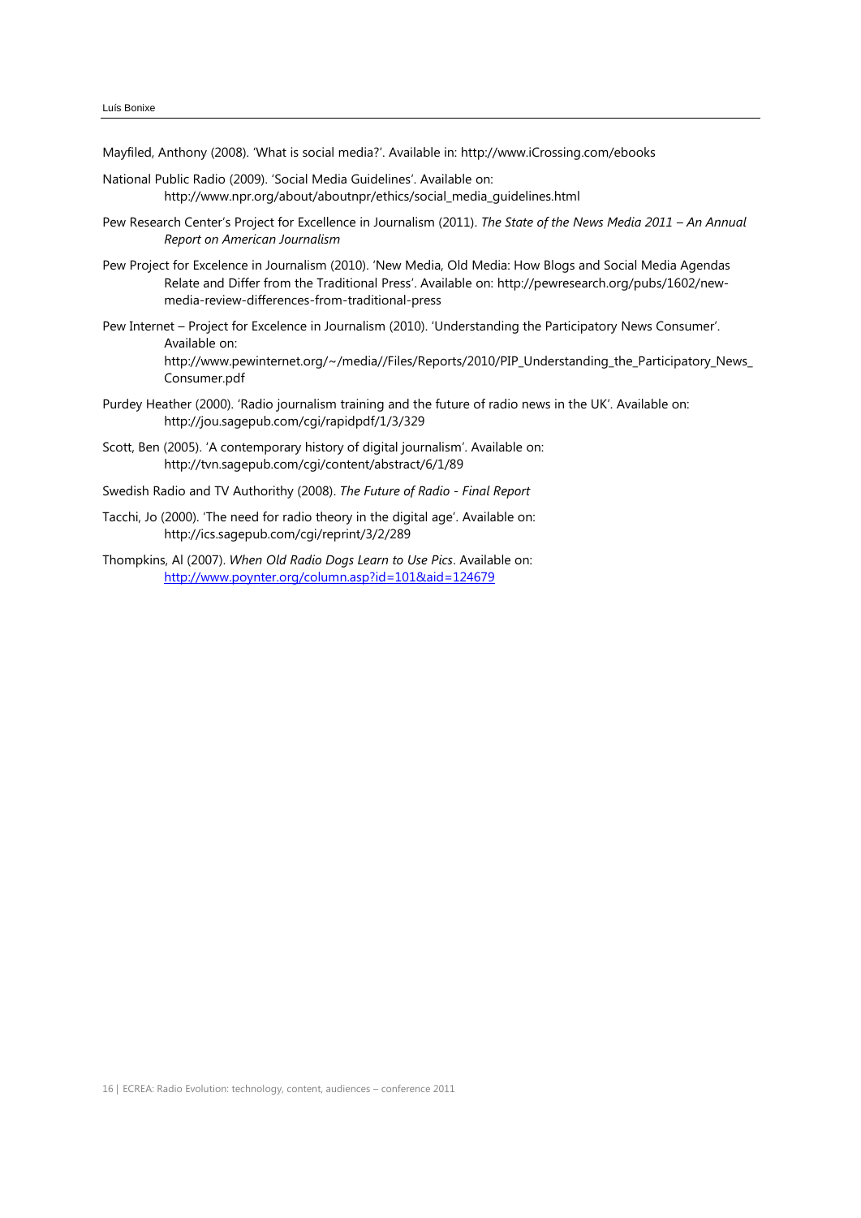Mayfiled, Anthony (2008). 'What is social media?'. Available in: http://www.iCrossing.com/ebooks

National Public Radio (2009). 'Social Media Guidelines'. Available on: http://www.npr.org/about/aboutnpr/ethics/social_media_guidelines.html

Pew Research Center's Project for Excellence in Journalism (2011). *The State of the News Media 2011 – An Annual Report on American Journalism*

Pew Project for Excelence in Journalism (2010). 'New Media, Old Media: How Blogs and Social Media Agendas Relate and Differ from the Traditional Press'. Available on: http://pewresearch.org/pubs/1602/new-media-review-differences-from-traditional-press

Pew Internet – Project for Excelence in Journalism (2010). 'Understanding the Participatory News Consumer'. Available on: http://www.pewinternet.org/~/media//Files/Reports/2010/PIP_Understanding_the_Participatory_News_Consumer.pdf

Purdey Heather (2000). 'Radio journalism training and the future of radio news in the UK'. Available on: http://jou.sagepub.com/cgi/rapidpdf/1/3/329

Scott, Ben (2005). 'A contemporary history of digital journalism'. Available on: http://tvn.sagepub.com/cgi/content/abstract/6/1/89

Swedish Radio and TV Authorithy (2008). *The Future of Radio - Final Report*

Tacchi, Jo (2000). 'The need for radio theory in the digital age'. Available on: http://ics.sagepub.com/cgi/reprint/3/2/289

Thompkins, Al (2007). *When Old Radio Dogs Learn to Use Pics*. Available on: http://www.poynter.org/column.asp?id=101&aid=124679